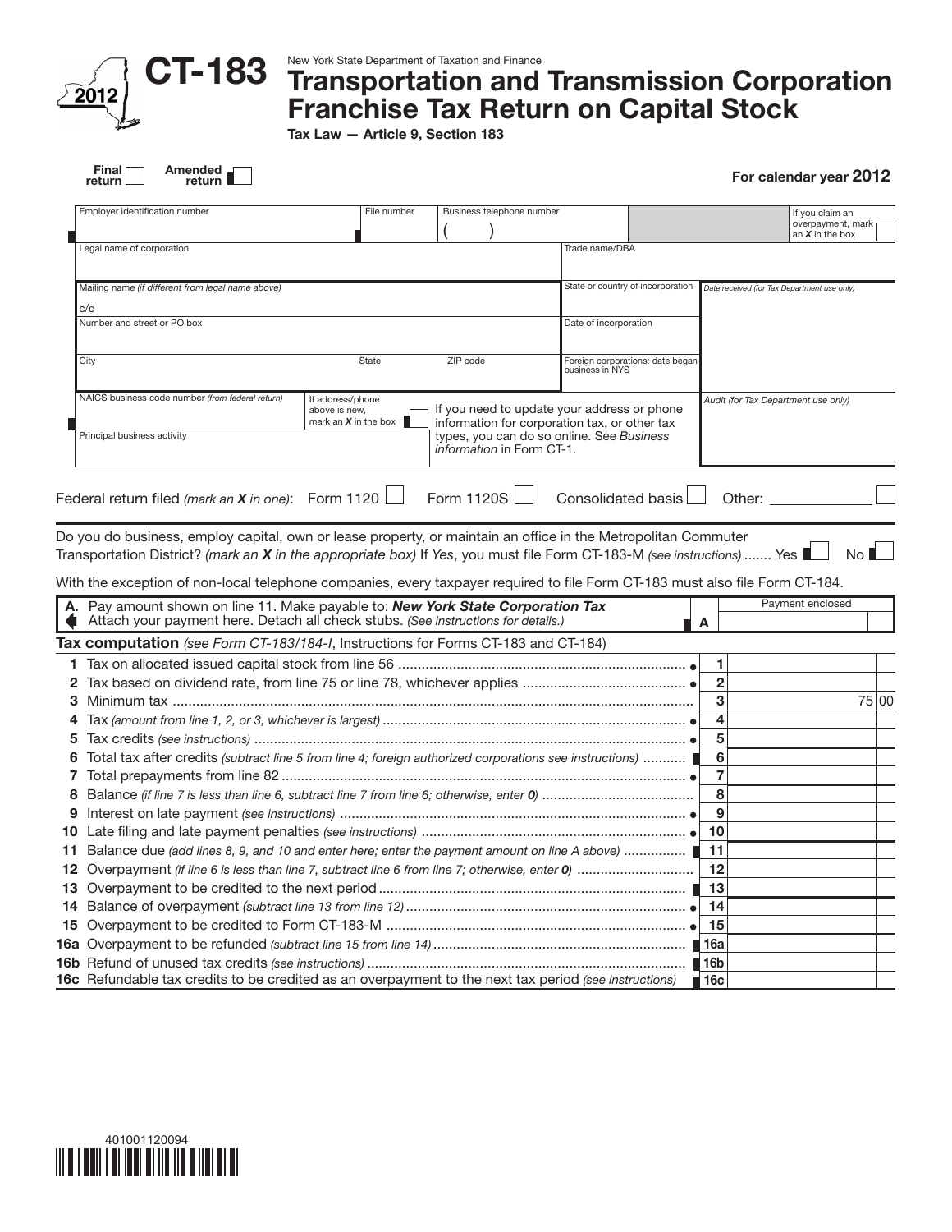2012

# CT-183

New York State Department of Taxation and Finance

# Transportation and Transmission Corporation Franchise Tax Return on Capital Stock

**Tax Law — Article 9, Section 183**

Final return ☐ Amended return ☐

**For calendar year 2012**

| Employer identification number | File number | Business telephone number ( ) | | If you claim an overpayment, mark an *X* in the box ☐ |
|---|---|---|---|---|
| Legal name of corporation | | | Trade name/DBA | |
| Mailing name *(if different from legal name above)* c/o | | | State or country of incorporation | *Date received (for Tax Department use only)* |
| Number and street or PO box | | | Date of incorporation | |
| City | State | ZIP code | Foreign corporations: date began business in NYS | |
| NAICS business code number *(from federal return)* | If address/phone above is new, mark an *X* in the box ☐ | If you need to update your address or phone information for corporation tax, or other tax types, you can do so online. See *Business information* in Form CT-1. | | *Audit (for Tax Department use only)* |
| Principal business activity | | | | |

Federal return filed *(mark an X in one)*: Form 1120 ☐ Form 1120S ☐ Consolidated basis ☐ Other: ________ ☐

Do you do business, employ capital, own or lease property, or maintain an office in the Metropolitan Commuter Transportation District? *(mark an X in the appropriate box)* If *Yes*, you must file Form CT-183-M *(see instructions)* ....... Yes ☐ No ☐

With the exception of non-local telephone companies, every taxpayer required to file Form CT-183 must also file Form CT-184.

| | | | Payment enclosed |
|---|---|---|---|
| **A.** | Pay amount shown on line 11. Make payable to: ***New York State Corporation Tax*** Attach your payment here. Detach all check stubs. *(See instructions for details.)* | A | |

## Tax computation *(see Form CT-183/184-I, Instructions for Forms CT-183 and CT-184)*

| | | | |
|---|---|---|---|
| **1** | Tax on allocated issued capital stock from line 56 | 1 | |
| **2** | Tax based on dividend rate, from line 75 or line 78, whichever applies | 2 | |
| **3** | Minimum tax | 3 | 75 00 |
| **4** | Tax *(amount from line 1, 2, or 3, whichever is largest)* | 4 | |
| **5** | Tax credits *(see instructions)* | 5 | |
| **6** | Total tax after credits *(subtract line 5 from line 4; foreign authorized corporations see instructions)* | 6 | |
| **7** | Total prepayments from line 82 | 7 | |
| **8** | Balance *(if line 7 is less than line 6, subtract line 7 from line 6; otherwise, enter 0)* | 8 | |
| **9** | Interest on late payment *(see instructions)* | 9 | |
| **10** | Late filing and late payment penalties *(see instructions)* | 10 | |
| **11** | Balance due *(add lines 8, 9, and 10 and enter here; enter the payment amount on line A above)* | 11 | |
| **12** | Overpayment *(if line 6 is less than line 7, subtract line 6 from line 7; otherwise, enter 0)* | 12 | |
| **13** | Overpayment to be credited to the next period | 13 | |
| **14** | Balance of overpayment *(subtract line 13 from line 12)* | 14 | |
| **15** | Overpayment to be credited to Form CT-183-M | 15 | |
| **16a** | Overpayment to be refunded *(subtract line 15 from line 14)* | 16a | |
| **16b** | Refund of unused tax credits *(see instructions)* | 16b | |
| **16c** | Refundable tax credits to be credited as an overpayment to the next tax period *(see instructions)* | 16c | |

401001120094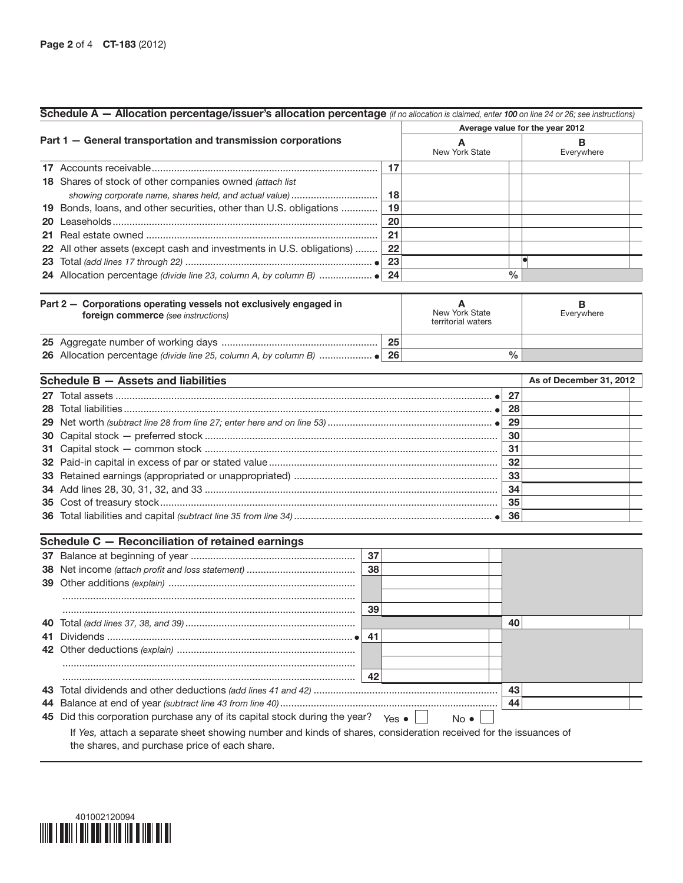## Schedule A — Allocation percentage/issuer's allocation percentage *(if no allocation is claimed, enter **100** on line 24 or 26; see instructions)*

| Part 1 — General transportation and transmission corporations | | Average value for the year 2012 — A New York State | Average value for the year 2012 — B Everywhere |
|---|---|---|---|
| **17** Accounts receivable | 17 | | |
| **18** Shares of stock of other companies owned *(attach list showing corporate name, shares held, and actual value)* | 18 | | |
| **19** Bonds, loans, and other securities, other than U.S. obligations | 19 | | |
| **20** Leaseholds | 20 | | |
| **21** Real estate owned | 21 | | |
| **22** All other assets (except cash and investments in U.S. obligations) | 22 | | |
| **23** Total *(add lines 17 through 22)* • | 23 | | • |
| **24** Allocation percentage *(divide line 23, column A, by column B)* • | 24 | % | |

| Part 2 — Corporations operating vessels not exclusively engaged in foreign commerce *(see instructions)* | | A New York State territorial waters | B Everywhere |
|---|---|---|---|
| **25** Aggregate number of working days | 25 | | |
| **26** Allocation percentage *(divide line 25, column A, by column B)* • | 26 | % | |

## Schedule B — Assets and liabilities

| | | As of December 31, 2012 |
|---|---|---|
| **27** Total assets • | 27 | |
| **28** Total liabilities • | 28 | |
| **29** Net worth *(subtract line 28 from line 27; enter here and on line 53)* • | 29 | |
| **30** Capital stock — preferred stock | 30 | |
| **31** Capital stock — common stock | 31 | |
| **32** Paid-in capital in excess of par or stated value | 32 | |
| **33** Retained earnings (appropriated or unappropriated) | 33 | |
| **34** Add lines 28, 30, 31, 32, and 33 | 34 | |
| **35** Cost of treasury stock | 35 | |
| **36** Total liabilities and capital *(subtract line 35 from line 34)* • | 36 | |

## Schedule C — Reconciliation of retained earnings

| | | | | |
|---|---|---|---|---|
| **37** Balance at beginning of year | 37 | | | |
| **38** Net income *(attach profit and loss statement)* | 38 | | | |
| **39** Other additions *(explain)* | 39 | | | |
| **40** Total *(add lines 37, 38, and 39)* | | | 40 | |
| **41** Dividends • | 41 | | | |
| **42** Other deductions *(explain)* | 42 | | | |
| **43** Total dividends and other deductions *(add lines 41 and 42)* | | | 43 | |
| **44** Balance at end of year *(subtract line 43 from line 40)* | | | 44 | |

**45** Did this corporation purchase any of its capital stock during the year? Yes • ☐ No • ☐

If *Yes,* attach a separate sheet showing number and kinds of shares, consideration received for the issuances of the shares, and purchase price of each share.

401002120094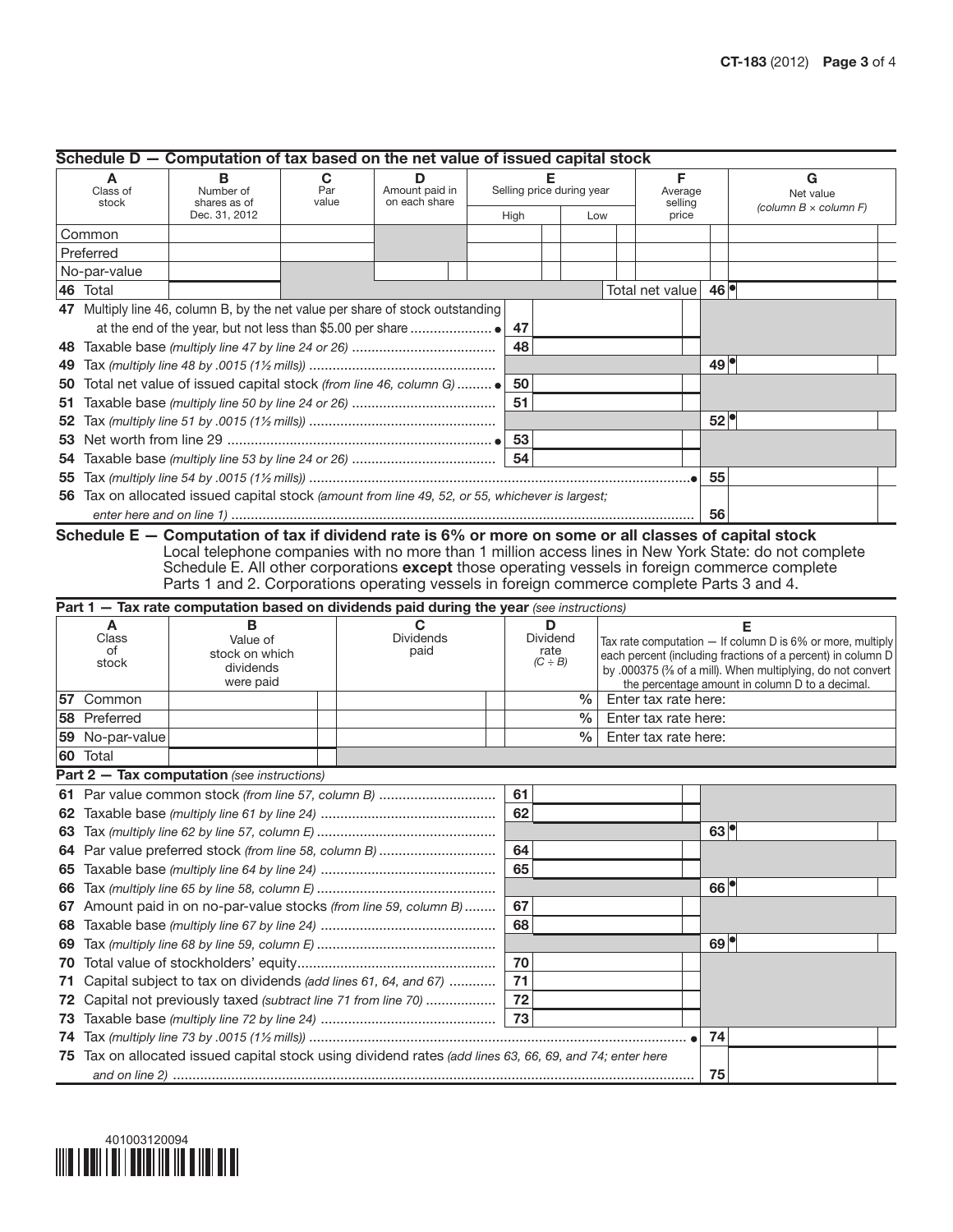## Schedule D — Computation of tax based on the net value of issued capital stock

| A Class of stock | B Number of shares as of Dec. 31, 2012 | C Par value | D Amount paid in on each share | E Selling price during year High | E Selling price during year Low | F Average selling price | G Net value *(column B × column F)* |
|---|---|---|---|---|---|---|---|
| Common | | | | | | | |
| Preferred | | | | | | | |
| No-par-value | | | | | | | |
| **46** Total | | | | | | Total net value **46** ● | |

| Line | Description | | | Amount |
|---|---|---|---|---|
| **47** | Multiply line 46, column B, by the net value per share of stock outstanding at the end of the year, but not less than $5.00 per share ● | **47** | | |
| **48** | Taxable base *(multiply line 47 by line 24 or 26)* | **48** | | |
| **49** | Tax *(multiply line 48 by .0015 (1½ mills))* | | **49** ● | |
| **50** | Total net value of issued capital stock *(from line 46, column G)* ● | **50** | | |
| **51** | Taxable base *(multiply line 50 by line 24 or 26)* | **51** | | |
| **52** | Tax *(multiply line 51 by .0015 (1½ mills))* | | **52** ● | |
| **53** | Net worth from line 29 ● | **53** | | |
| **54** | Taxable base *(multiply line 53 by line 24 or 26)* | **54** | | |
| **55** | Tax *(multiply line 54 by .0015 (1½ mills))* ● | | **55** | |
| **56** | Tax on allocated issued capital stock *(amount from line 49, 52, or 55, whichever is largest; enter here and on line 1)* | | **56** | |

## Schedule E — Computation of tax if dividend rate is 6% or more on some or all classes of capital stock

Local telephone companies with no more than 1 million access lines in New York State: do not complete Schedule E. All other corporations **except** those operating vessels in foreign commerce complete Parts 1 and 2. Corporations operating vessels in foreign commerce complete Parts 3 and 4.

### Part 1 — Tax rate computation based on dividends paid during the year *(see instructions)*

| A Class of stock | B Value of stock on which dividends were paid | C Dividends paid | D Dividend rate *(C ÷ B)* | E Tax rate computation — If column D is 6% or more, multiply each percent (including fractions of a percent) in column D by .000375 (⅜ of a mill). When multiplying, do not convert the percentage amount in column D to a decimal. |
|---|---|---|---|---|
| **57** Common | | | % | Enter tax rate here: |
| **58** Preferred | | | % | Enter tax rate here: |
| **59** No-par-value | | | % | Enter tax rate here: |
| **60** Total | | | | |

### Part 2 — Tax computation *(see instructions)*

| Line | Description | | | Amount |
|---|---|---|---|---|
| **61** | Par value common stock *(from line 57, column B)* | **61** | | |
| **62** | Taxable base *(multiply line 61 by line 24)* | **62** | | |
| **63** | Tax *(multiply line 62 by line 57, column E)* | | **63** ● | |
| **64** | Par value preferred stock *(from line 58, column B)* | **64** | | |
| **65** | Taxable base *(multiply line 64 by line 24)* | **65** | | |
| **66** | Tax *(multiply line 65 by line 58, column E)* | | **66** ● | |
| **67** | Amount paid in on no-par-value stocks *(from line 59, column B)* | **67** | | |
| **68** | Taxable base *(multiply line 67 by line 24)* | **68** | | |
| **69** | Tax *(multiply line 68 by line 59, column E)* | | **69** ● | |
| **70** | Total value of stockholders' equity | **70** | | |
| **71** | Capital subject to tax on dividends *(add lines 61, 64, and 67)* | **71** | | |
| **72** | Capital not previously taxed *(subtract line 71 from line 70)* | **72** | | |
| **73** | Taxable base *(multiply line 72 by line 24)* | **73** | | |
| **74** | Tax *(multiply line 73 by .0015 (1½ mills))* ● | | **74** | |
| **75** | Tax on allocated issued capital stock using dividend rates *(add lines 63, 66, 69, and 74; enter here and on line 2)* | | **75** | |

401003120094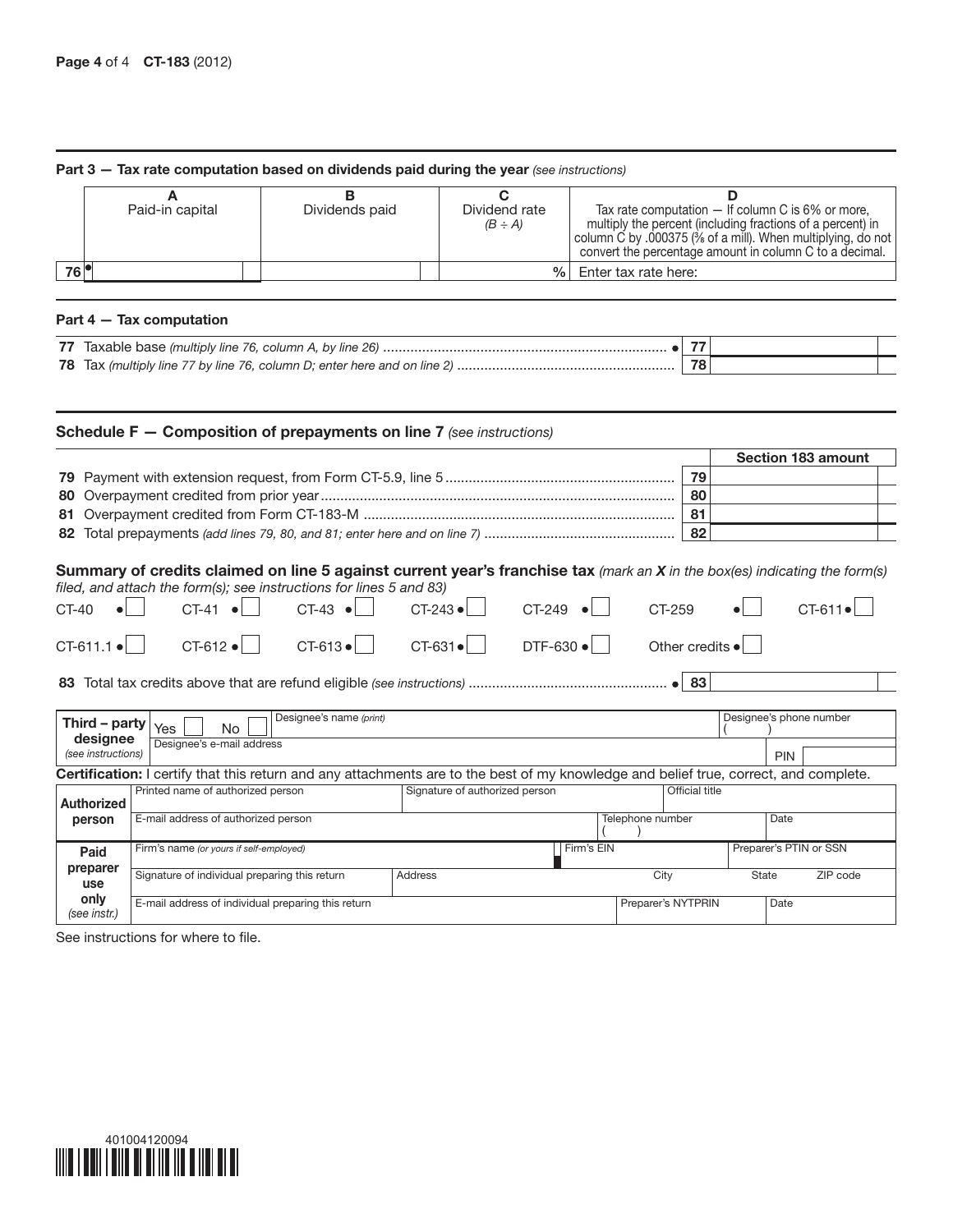## Part 3 — Tax rate computation based on dividends paid during the year *(see instructions)*

| | A<br>Paid-in capital | B<br>Dividends paid | C<br>Dividend rate<br>*(B ÷ A)* | D<br>Tax rate computation — If column C is 6% or more, multiply the percent (including fractions of a percent) in column C by .000375 (3/8 of a mill). When multiplying, do not convert the percentage amount in column C to a decimal. |
|---|---|---|---|---|
| 76 • | | | % | Enter tax rate here: |

## Part 4 — Tax computation

| | | | |
|---|---|---|---|
| 77 | Taxable base *(multiply line 76, column A, by line 26)* | • 77 | |
| 78 | Tax *(multiply line 77 by line 76, column D; enter here and on line 2)* | 78 | |

## Schedule F — Composition of prepayments on line 7 *(see instructions)*

| | | | Section 183 amount |
|---|---|---|---|
| 79 | Payment with extension request, from Form CT-5.9, line 5 | 79 | |
| 80 | Overpayment credited from prior year | 80 | |
| 81 | Overpayment credited from Form CT-183-M | 81 | |
| 82 | Total prepayments *(add lines 79, 80, and 81; enter here and on line 7)* | 82 | |

## Summary of credits claimed on line 5 against current year's franchise tax *(mark an X in the box(es) indicating the form(s) filed, and attach the form(s); see instructions for lines 5 and 83)*

CT-40 • ☐ CT-41 • ☐ CT-43 • ☐ CT-243 • ☐ CT-249 • ☐ CT-259 • ☐ CT-611 • ☐

CT-611.1 • ☐ CT-612 • ☐ CT-613 • ☐ CT-631 • ☐ DTF-630 • ☐ Other credits • ☐

| | | | |
|---|---|---|---|
| 83 | Total tax credits above that are refund eligible *(see instructions)* | • 83 | |

| | | | |
|---|---|---|---|
| **Third – party designee** *(see instructions)* | Yes ☐ No ☐ | Designee's name *(print)* | Designee's phone number ( ) |
| | Designee's e-mail address | | PIN |

**Certification:** I certify that this return and any attachments are to the best of my knowledge and belief true, correct, and complete.

| | | | | |
|---|---|---|---|---|
| **Authorized person** | Printed name of authorized person | Signature of authorized person | Official title | |
| | E-mail address of authorized person | | Telephone number ( ) | Date |
| **Paid preparer use only** *(see instr.)* | Firm's name *(or yours if self-employed)* | | Firm's EIN | Preparer's PTIN or SSN |
| | Signature of individual preparing this return | Address | City | State ZIP code |
| | E-mail address of individual preparing this return | | Preparer's NYTPRIN | Date |

See instructions for where to file.

401004120094